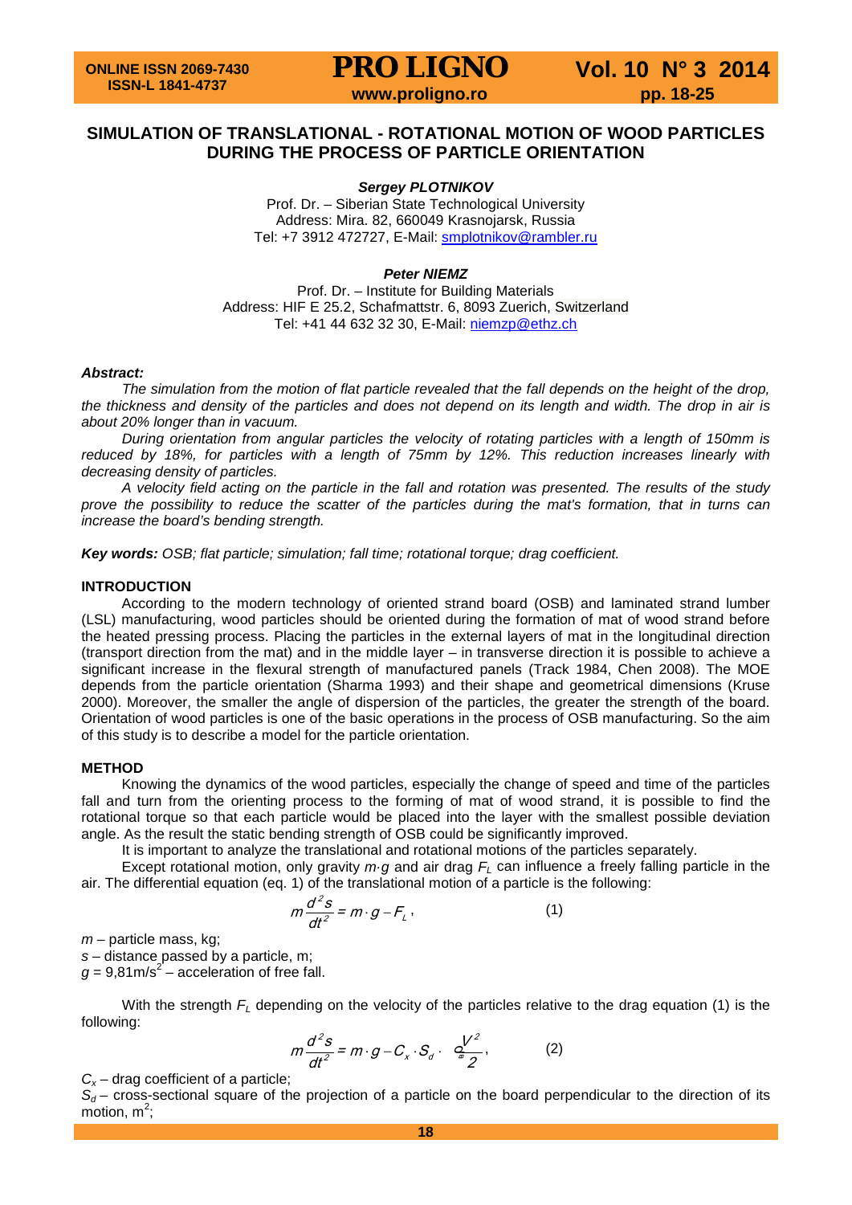# SIMULATION OF TRANSLATIONAL - ROTATIONAL MOTION OF WOOD PARTICLES DURING THE PROCESS OF PARTICLE ORIENTATION

***Sergey PLOTNIKOV***

Prof. Dr. – Siberian State Technological University
Address: Mira. 82, 660049 Krasnojarsk, Russia
Tel: +7 3912 472727, E-Mail: smplotnikov@rambler.ru

***Peter NIEMZ***

Prof. Dr. – Institute for Building Materials
Address: HIF E 25.2, Schafmattstr. 6, 8093 Zuerich, Switzerland
Tel: +41 44 632 32 30, E-Mail: niemzp@ethz.ch

***Abstract:***

*The simulation from the motion of flat particle revealed that the fall depends on the height of the drop, the thickness and density of the particles and does not depend on its length and width. The drop in air is about 20% longer than in vacuum.*

*During orientation from angular particles the velocity of rotating particles with a length of 150mm is reduced by 18%, for particles with a length of 75mm by 12%. This reduction increases linearly with decreasing density of particles.*

*A velocity field acting on the particle in the fall and rotation was presented. The results of the study prove the possibility to reduce the scatter of the particles during the mat's formation, that in turns can increase the board's bending strength.*

***Key words:*** *OSB; flat particle; simulation; fall time; rotational torque; drag coefficient.*

## INTRODUCTION

According to the modern technology of oriented strand board (OSB) and laminated strand lumber (LSL) manufacturing, wood particles should be oriented during the formation of mat of wood strand before the heated pressing process. Placing the particles in the external layers of mat in the longitudinal direction (transport direction from the mat) and in the middle layer – in transverse direction it is possible to achieve a significant increase in the flexural strength of manufactured panels (Track 1984, Chen 2008). The MOE depends from the particle orientation (Sharma 1993) and their shape and geometrical dimensions (Kruse 2000). Moreover, the smaller the angle of dispersion of the particles, the greater the strength of the board. Orientation of wood particles is one of the basic operations in the process of OSB manufacturing. So the aim of this study is to describe a model for the particle orientation.

## METHOD

Knowing the dynamics of the wood particles, especially the change of speed and time of the particles fall and turn from the orienting process to the forming of mat of wood strand, it is possible to find the rotational torque so that each particle would be placed into the layer with the smallest possible deviation angle. As the result the static bending strength of OSB could be significantly improved.

It is important to analyze the translational and rotational motions of the particles separately.

Except rotational motion, only gravity $m \cdot g$ and air drag $F_L$ can influence a freely falling particle in the air. The differential equation (eq. 1) of the translational motion of a particle is the following:

$$m\frac{d^2s}{dt^2} = m \cdot g - F_L, \qquad (1)$$

$m$ – particle mass, kg;
$s$ – distance passed by a particle, m;
$g = 9{,}81\text{m/s}^2$ – acceleration of free fall.

With the strength $F_L$ depending on the velocity of the particles relative to the drag equation (1) is the following:

$$m\frac{d^2s}{dt^2} = m \cdot g - C_x \cdot S_d \cdot \rho_a \frac{V^2}{2}, \qquad (2)$$

$C_x$ – drag coefficient of a particle;
$S_d$ – cross-sectional square of the projection of a particle on the board perpendicular to the direction of its motion, $\text{m}^2$;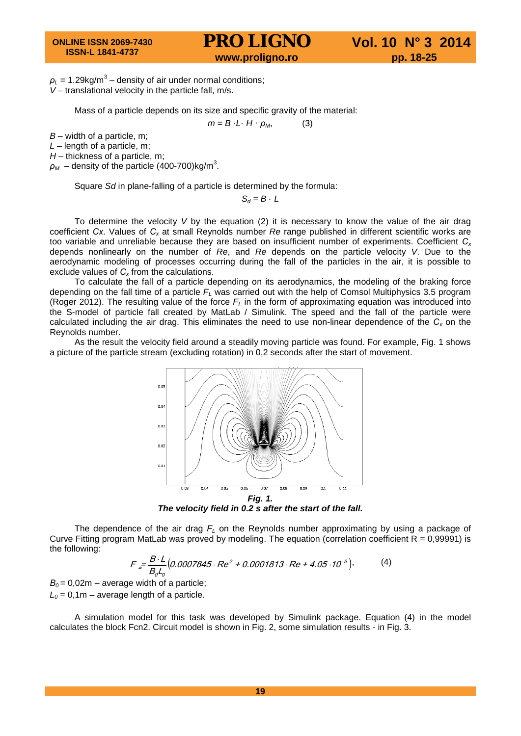$\rho_L$ = 1.29kg/m$^3$ – density of air under normal conditions;
$V$ – translational velocity in the particle fall, m/s.

Mass of a particle depends on its size and specific gravity of the material:

$$m = B \cdot L \cdot H \cdot \rho_M, \qquad (3)$$

$B$ – width of a particle, m;
$L$ – length of a particle, m;
$H$ – thickness of a particle, m;
$\rho_M$ – density of the particle (400-700)kg/m$^3$.

Square $Sd$ in plane-falling of a particle is determined by the formula:

$$S_d = B \cdot L$$

To determine the velocity $V$ by the equation (2) it is necessary to know the value of the air drag coefficient $Cx$. Values of $C_x$ at small Reynolds number $Re$ range published in different scientific works are too variable and unreliable because they are based on insufficient number of experiments. Coefficient $C_x$ depends nonlinearly on the number of $Re$, and $Re$ depends on the particle velocity $V$. Due to the aerodynamic modeling of processes occurring during the fall of the particles in the air, it is possible to exclude values of $C_x$ from the calculations.

To calculate the fall of a particle depending on its aerodynamics, the modeling of the braking force depending on the fall time of a particle $F_L$ was carried out with the help of Comsol Multiphysics 3.5 program (Roger 2012). The resulting value of the force $F_L$ in the form of approximating equation was introduced into the S-model of particle fall created by MatLab / Simulink. The speed and the fall of the particle were calculated including the air drag. This eliminates the need to use non-linear dependence of the $C_x$ on the Reynolds number.

As the result the velocity field around a steadily moving particle was found. For example, Fig. 1 shows a picture of the particle stream (excluding rotation) in 0,2 seconds after the start of movement.

***Fig. 1.***
***The velocity field in 0.2 s after the start of the fall.***

The dependence of the air drag $F_L$ on the Reynolds number approximating by using a package of Curve Fitting program MatLab was proved by modeling. The equation (correlation coefficient R = 0,99991) is the following:

$$F_a = \frac{B \cdot L}{B_0 L_0}\left(0.0007845 \cdot Re^2 + 0.0001813 \cdot Re + 4.05 \cdot 10^{-5}\right), \qquad (4)$$

$B_0$ = 0,02m – average width of a particle;
$L_0$ = 0,1m – average length of a particle.

A simulation model for this task was developed by Simulink package. Equation (4) in the model calculates the block Fcn2. Circuit model is shown in Fig. 2, some simulation results - in Fig. 3.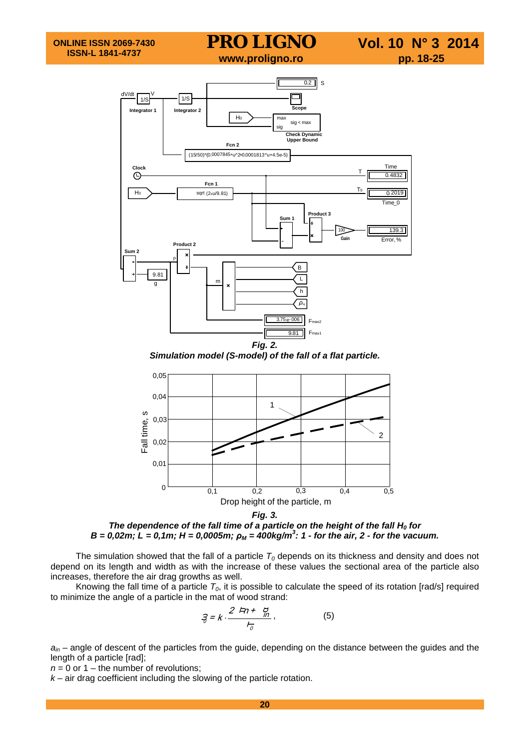**Fig. 2.**
***Simulation model (S-model) of the fall of a flat particle.***

**Fig. 3.**
***The dependence of the fall time of a particle on the height of the fall $H_0$ for $B$ = 0,02m; $L$ = 0,1m; $H$ = 0,0005m; $\rho_M$ = 400kg/m$^3$: 1 - for the air, 2 - for the vacuum.***

The simulation showed that the fall of a particle $T_0$ depends on its thickness and density and does not depend on its length and width as with the increase of these values the sectional area of the particle also increases, therefore the air drag growths as well.

Knowing the fall time of a particle $T_0$, it is possible to calculate the speed of its rotation [rad/s] required to minimize the angle of a particle in the mat of wood strand:

$$\omega = k \cdot \frac{2\pi n + \alpha_{in}}{T_0}, \qquad (5)$$

$a_{in}$ – angle of descent of the particles from the guide, depending on the distance between the guides and the length of a particle [rad];

$n$ = 0 or 1 – the number of revolutions;

$k$ – air drag coefficient including the slowing of the particle rotation.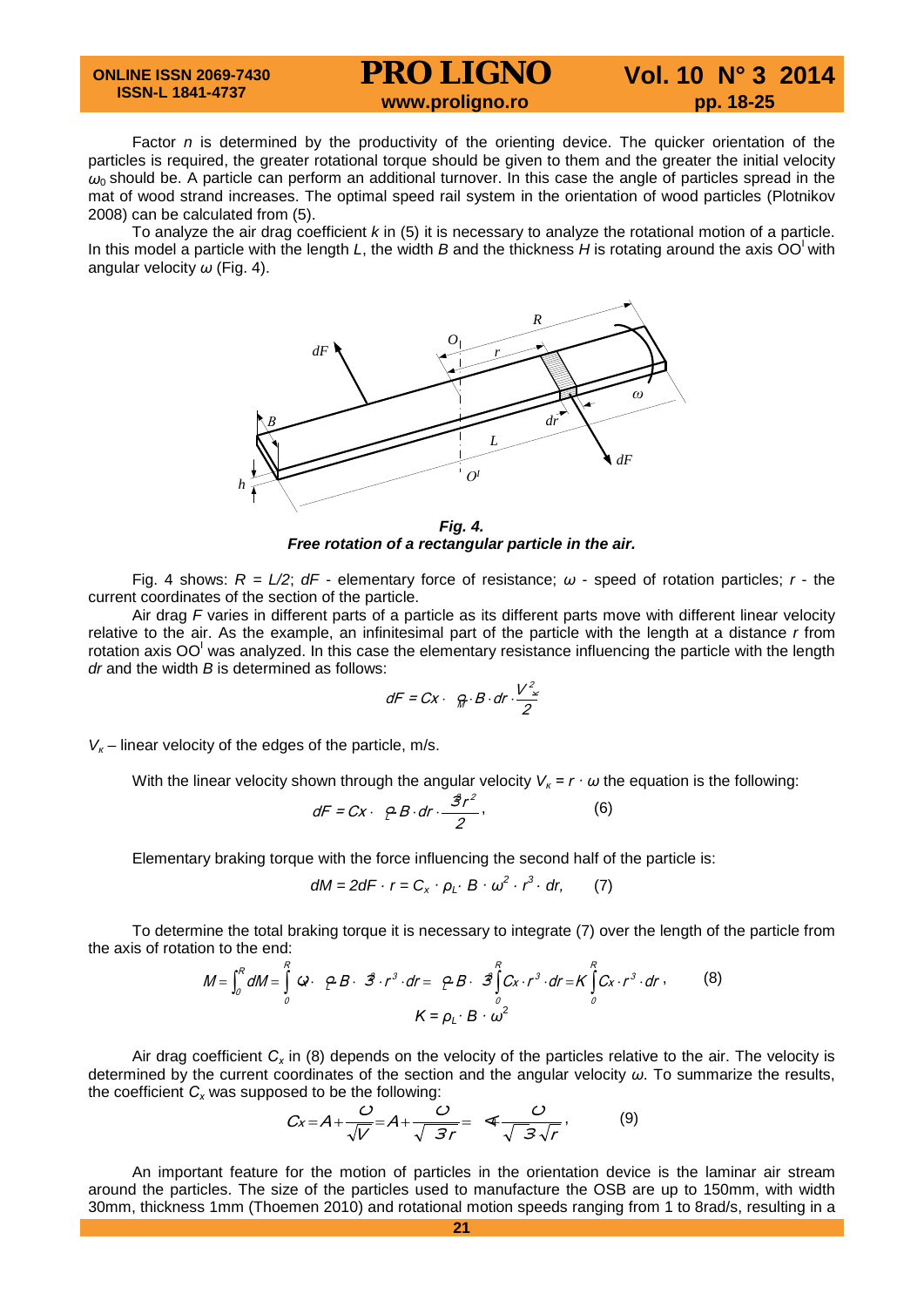Factor *n* is determined by the productivity of the orienting device. The quicker orientation of the particles is required, the greater rotational torque should be given to them and the greater the initial velocity $\omega_0$ should be. A particle can perform an additional turnover. In this case the angle of particles spread in the mat of wood strand increases. The optimal speed rail system in the orientation of wood particles (Plotnikov 2008) can be calculated from (5).

To analyze the air drag coefficient *k* in (5) it is necessary to analyze the rotational motion of a particle. In this model a particle with the length *L*, the width *B* and the thickness *H* is rotating around the axis $OO^I$ with angular velocity $\omega$ (Fig. 4).

***Fig. 4.***
***Free rotation of a rectangular particle in the air.***

Fig. 4 shows: $R = L/2$; $dF$ - elementary force of resistance; $\omega$ - speed of rotation particles; $r$ - the current coordinates of the section of the particle.

Air drag *F* varies in different parts of a particle as its different parts move with different linear velocity relative to the air. As the example, an infinitesimal part of the particle with the length at a distance *r* from rotation axis $OO^I$ was analyzed. In this case the elementary resistance influencing the particle with the length *dr* and the width *B* is determined as follows:

$$dF = Cx \cdot \rho_L \cdot B \cdot dr \cdot \frac{V_\kappa^2}{2}$$

$V_\kappa$ – linear velocity of the edges of the particle, m/s.

With the linear velocity shown through the angular velocity $V_\kappa = r \cdot \omega$ the equation is the following:

$$dF = Cx \cdot \rho_L \cdot B \cdot dr \cdot \frac{\omega^2 r^2}{2}, \qquad (6)$$

Elementary braking torque with the force influencing the second half of the particle is:

$$dM = 2dF \cdot r = C_x \cdot \rho_L \cdot B \cdot \omega^2 \cdot r^3 \cdot dr, \qquad (7)$$

To determine the total braking torque it is necessary to integrate (7) over the length of the particle from the axis of rotation to the end:

$$M = \int_0^R dM = \int_0^R C_x \cdot \rho_L \cdot B \cdot \omega^2 \cdot r^3 \cdot dr = \rho_L \cdot B \cdot \omega^2 \int_0^R C_x \cdot r^3 \cdot dr = K \int_0^R C_x \cdot r^3 \cdot dr, \qquad (8)$$

$$K = \rho_L \cdot B \cdot \omega^2$$

Air drag coefficient $C_x$ in (8) depends on the velocity of the particles relative to the air. The velocity is determined by the current coordinates of the section and the angular velocity $\omega$. To summarize the results, the coefficient $C_x$ was supposed to be the following:

$$Cx = A + \frac{C}{\sqrt{V}} = A + \frac{C}{\sqrt{\omega r}} = A + \frac{C}{\sqrt{\omega}\sqrt{r}}, \qquad (9)$$

An important feature for the motion of particles in the orientation device is the laminar air stream around the particles. The size of the particles used to manufacture the OSB are up to 150mm, with width 30mm, thickness 1mm (Thoemen 2010) and rotational motion speeds ranging from 1 to 8rad/s, resulting in a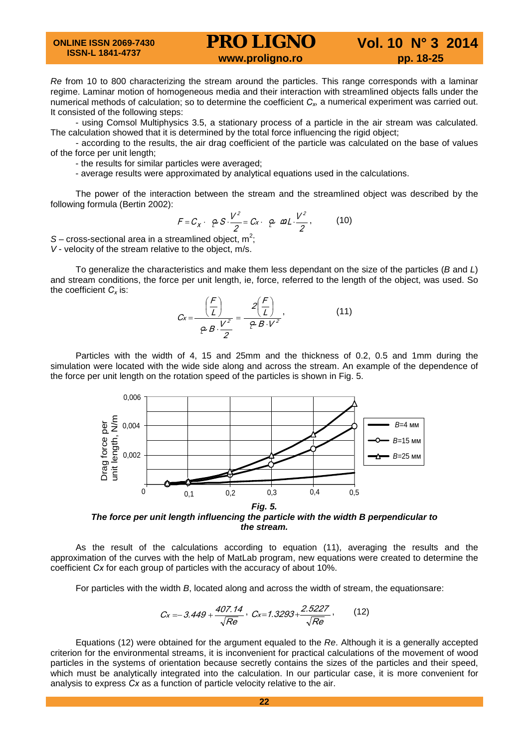*Re* from 10 to 800 characterizing the stream around the particles. This range corresponds with a laminar regime. Laminar motion of homogeneous media and their interaction with streamlined objects falls under the numerical methods of calculation; so to determine the coefficient $C_x$, a numerical experiment was carried out. It consisted of the following steps:

- using Comsol Multiphysics 3.5, a stationary process of a particle in the air stream was calculated. The calculation showed that it is determined by the total force influencing the rigid object;
- according to the results, the air drag coefficient of the particle was calculated on the base of values of the force per unit length;
- the results for similar particles were averaged;
- average results were approximated by analytical equations used in the calculations.

The power of the interaction between the stream and the streamlined object was described by the following formula (Bertin 2002):

$$F = C_x \cdot \rho S \cdot \frac{V^2}{2} = C_x \cdot \rho BL \cdot \frac{V^2}{2}, \qquad (10)$$

$S$ – cross-sectional area in a streamlined object, $m^2$;
$V$ - velocity of the stream relative to the object, m/s.

To generalize the characteristics and make them less dependant on the size of the particles ($B$ and $L$) and stream conditions, the force per unit length, ie, force, referred to the length of the object, was used. So the coefficient $C_x$ is:

$$C_x = \frac{\left(\frac{F}{L}\right)}{\rho B \cdot \frac{V^2}{2}} = \frac{2\left(\frac{F}{L}\right)}{\rho B \cdot V^2}, \qquad (11)$$

Particles with the width of 4, 15 and 25mm and the thickness of 0.2, 0.5 and 1mm during the simulation were located with the wide side along and across the stream. An example of the dependence of the force per unit length on the rotation speed of the particles is shown in Fig. 5.

***Fig. 5.***
***The force per unit length influencing the particle with the width B perpendicular to the stream.***

As the result of the calculations according to equation (11), averaging the results and the approximation of the curves with the help of MatLab program, new equations were created to determine the coefficient $Cx$ for each group of particles with the accuracy of about 10%.

For particles with the width $B$, located along and across the width of stream, the equationsare:

$$C_x = -3.449 + \frac{407.14}{\sqrt{Re}}, \quad C_x = 1.3293 + \frac{2.5227}{\sqrt{Re}}, \qquad (12)$$

Equations (12) were obtained for the argument equaled to the $Re$. Although it is a generally accepted criterion for the environmental streams, it is inconvenient for practical calculations of the movement of wood particles in the systems of orientation because secretly contains the sizes of the particles and their speed, which must be analytically integrated into the calculation. In our particular case, it is more convenient for analysis to express $Cx$ as a function of particle velocity relative to the air.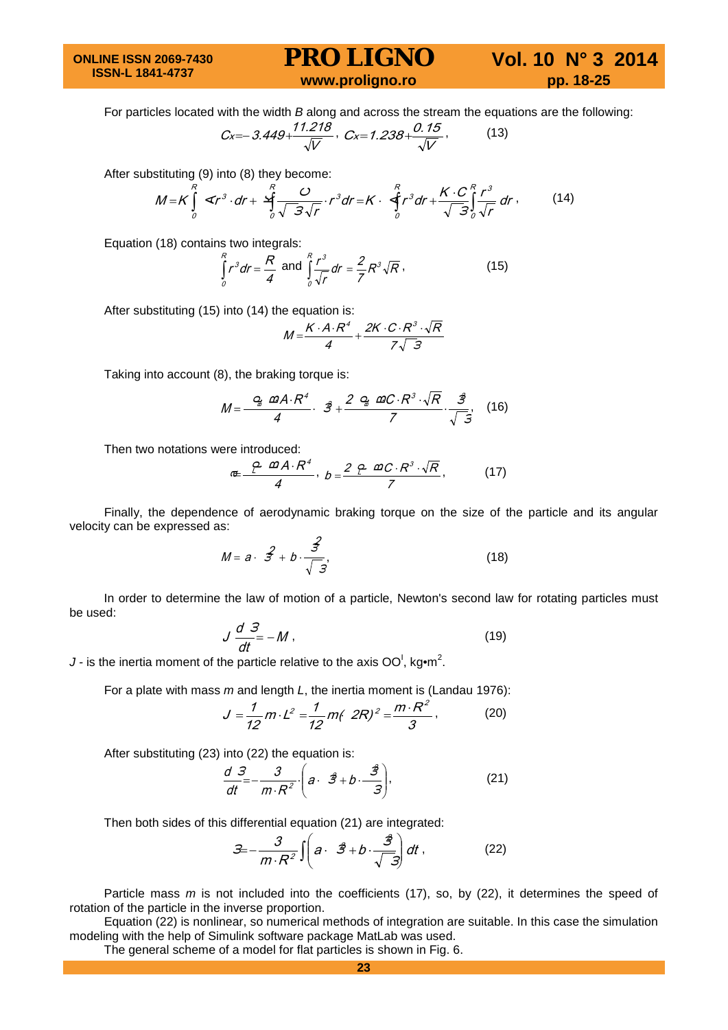For particles located with the width $B$ along and across the stream the equations are the following:

$$C_x = -3.449 + \frac{11.218}{\sqrt{V}}, \quad C_x = 1.238 + \frac{0.15}{\sqrt{V}}, \tag{13}$$

After substituting (9) into (8) they become:

$$M = K\int_0^R A r^3 \cdot dr + K\int_0^R \frac{C}{\sqrt{\omega}\sqrt{r}} \cdot r^3 dr = K \cdot A\int_0^R r^3 dr + \frac{K \cdot C}{\sqrt{\omega}}\int_0^R \frac{r^3}{\sqrt{r}}\, dr, \tag{14}$$

Equation (18) contains two integrals:

$$\int_0^R r^3 dr = \frac{R}{4} \text{ and } \int_0^R \frac{r^3}{\sqrt{r}} dr = \frac{2}{7} R^3 \sqrt{R}, \tag{15}$$

After substituting (15) into (14) the equation is:

$$M = \frac{K \cdot A \cdot R^4}{4} + \frac{2K \cdot C \cdot R^3 \cdot \sqrt{R}}{7\sqrt{\omega}}$$

Taking into account (8), the braking torque is:

$$M = \frac{\rho_a h A \cdot R^4}{4} \cdot \omega^2 + \frac{2\rho_a h C \cdot R^3 \cdot \sqrt{R}}{7} \cdot \frac{\omega^2}{\sqrt{\omega}}, \tag{16}$$

Then two notations were introduced:

$$a = \frac{\rho\, h A \cdot R^4}{4}, \quad b = \frac{2\rho\, h C \cdot R^3 \cdot \sqrt{R}}{7}, \tag{17}$$

Finally, the dependence of aerodynamic braking torque on the size of the particle and its angular velocity can be expressed as:

$$M = a \cdot \omega^2 + b \cdot \frac{\omega^2}{\sqrt{\omega}}, \tag{18}$$

In order to determine the law of motion of a particle, Newton's second law for rotating particles must be used:

$$J\frac{d\omega}{dt} = -M, \tag{19}$$

$J$ - is the inertia moment of the particle relative to the axis OO$^I$, kg•m$^2$.

For a plate with mass $m$ and length $L$, the inertia moment is (Landau 1976):

$$J = \frac{1}{12} m \cdot L^2 = \frac{1}{12} m(2R)^2 = \frac{m \cdot R^2}{3}, \tag{20}$$

After substituting (23) into (22) the equation is:

$$\frac{d\omega}{dt} = -\frac{3}{m \cdot R^2} \cdot \left(a \cdot \omega^2 + b \cdot \frac{\omega^2}{\omega}\right), \tag{21}$$

Then both sides of this differential equation (21) are integrated:

$$\omega = -\frac{3}{m \cdot R^2}\int\left(a \cdot \omega^2 + b \cdot \frac{\omega^2}{\sqrt{\omega}}\right) dt, \tag{22}$$

Particle mass $m$ is not included into the coefficients (17), so, by (22), it determines the speed of rotation of the particle in the inverse proportion.

Equation (22) is nonlinear, so numerical methods of integration are suitable. In this case the simulation modeling with the help of Simulink software package MatLab was used.

The general scheme of a model for flat particles is shown in Fig. 6.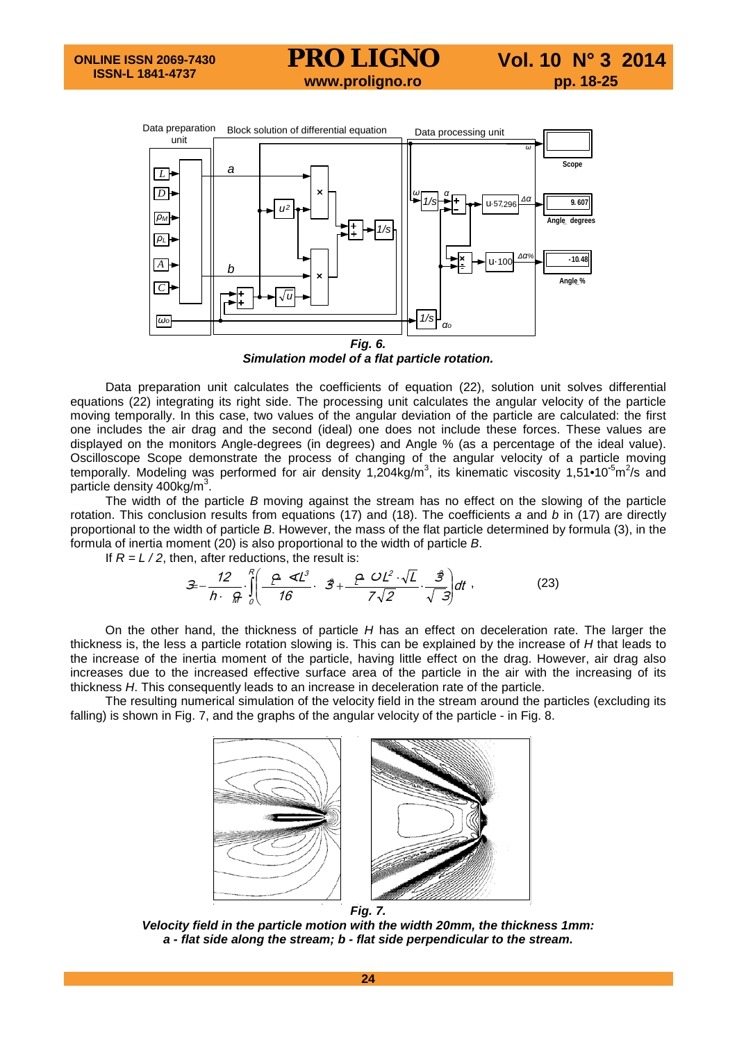**Fig. 6.**
***Simulation model of a flat particle rotation.***

Data preparation unit calculates the coefficients of equation (22), solution unit solves differential equations (22) integrating its right side. The processing unit calculates the angular velocity of the particle moving temporally. In this case, two values of the angular deviation of the particle are calculated: the first one includes the air drag and the second (ideal) one does not include these forces. These values are displayed on the monitors Angle-degrees (in degrees) and Angle % (as a percentage of the ideal value). Oscilloscope Scope demonstrate the process of changing of the angular velocity of a particle moving temporally. Modeling was performed for air density 1,204kg/m$^3$, its kinematic viscosity 1,51•10$^{-5}$m$^2$/s and particle density 400kg/m$^3$.

The width of the particle *B* moving against the stream has no effect on the slowing of the particle rotation. This conclusion results from equations (17) and (18). The coefficients *a* and *b* in (17) are directly proportional to the width of particle *B*. However, the mass of the flat particle determined by formula (3), in the formula of inertia moment (20) is also proportional to the width of particle *B*.

If $R = L / 2$, then, after reductions, the result is:

$$\omega = -\frac{12}{h \cdot \rho_M} \cdot \int_0^R \left( \frac{\rho_L \cdot C_X L^3}{16} \cdot \omega^2 + \frac{\rho_L \cdot C_D L^2 \cdot \sqrt{L}}{7\sqrt{2}} \cdot \frac{\omega^{\frac{3}{2}}}{\sqrt{3}} \right) dt \,, \tag{23}$$

On the other hand, the thickness of particle *H* has an effect on deceleration rate. The larger the thickness is, the less a particle rotation slowing is. This can be explained by the increase of *H* that leads to the increase of the inertia moment of the particle, having little effect on the drag. However, air drag also increases due to the increased effective surface area of the particle in the air with the increasing of its thickness *H*. This consequently leads to an increase in deceleration rate of the particle.

The resulting numerical simulation of the velocity field in the stream around the particles (excluding its falling) is shown in Fig. 7, and the graphs of the angular velocity of the particle - in Fig. 8.

**Fig. 7.**
***Velocity field in the particle motion with the width 20mm, the thickness 1mm: a - flat side along the stream; b - flat side perpendicular to the stream.***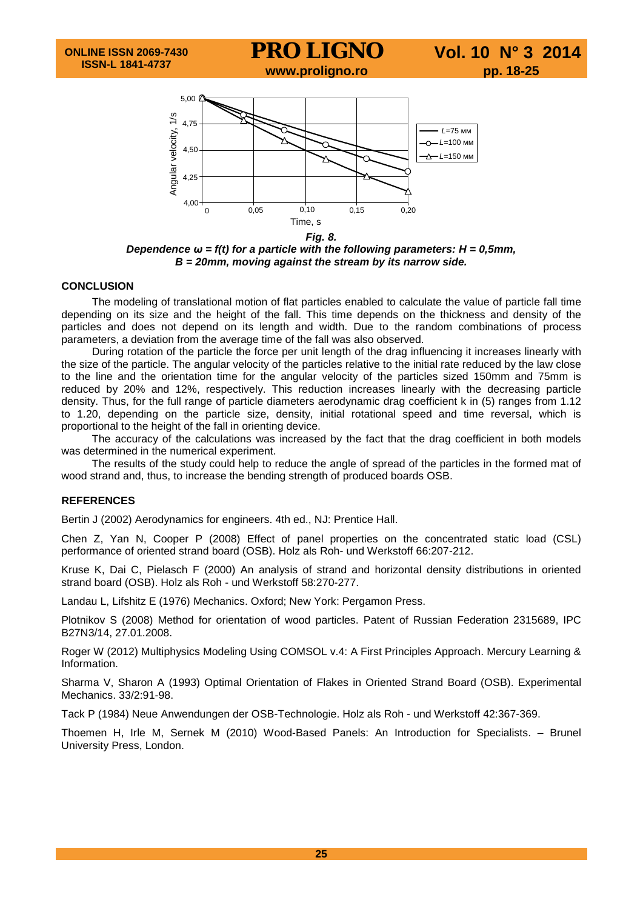5,00
4,75
4,50
4,25
4,00
Angular velocity, 1/s
0
0,05
0,10
0,15
0,20
Time, s
L=75 мм
L=100 мм
L=150 мм

***Fig. 8.***
***Dependence ω = f(t) for a particle with the following parameters: H = 0,5mm, B = 20mm, moving against the stream by its narrow side.***

## CONCLUSION

The modeling of translational motion of flat particles enabled to calculate the value of particle fall time depending on its size and the height of the fall. This time depends on the thickness and density of the particles and does not depend on its length and width. Due to the random combinations of process parameters, a deviation from the average time of the fall was also observed.

During rotation of the particle the force per unit length of the drag influencing it increases linearly with the size of the particle. The angular velocity of the particles relative to the initial rate reduced by the law close to the line and the orientation time for the angular velocity of the particles sized 150mm and 75mm is reduced by 20% and 12%, respectively. This reduction increases linearly with the decreasing particle density. Thus, for the full range of particle diameters aerodynamic drag coefficient k in (5) ranges from 1.12 to 1.20, depending on the particle size, density, initial rotational speed and time reversal, which is proportional to the height of the fall in orienting device.

The accuracy of the calculations was increased by the fact that the drag coefficient in both models was determined in the numerical experiment.

The results of the study could help to reduce the angle of spread of the particles in the formed mat of wood strand and, thus, to increase the bending strength of produced boards OSB.

## REFERENCES

Bertin J (2002) Aerodynamics for engineers. 4th ed., NJ: Prentice Hall.

Chen Z, Yan N, Cooper P (2008) Effect of panel properties on the concentrated static load (CSL) performance of oriented strand board (OSB). Holz als Roh- und Werkstoff 66:207-212.

Kruse K, Dai C, Pielasch F (2000) An analysis of strand and horizontal density distributions in oriented strand board (OSB). Holz als Roh - und Werkstoff 58:270-277.

Landau L, Lifshitz E (1976) Mechanics. Oxford; New York: Pergamon Press.

Plotnikov S (2008) Method for orientation of wood particles. Patent of Russian Federation 2315689, IPC B27N3/14, 27.01.2008.

Roger W (2012) Multiphysics Modeling Using COMSOL v.4: A First Principles Approach. Mercury Learning & Information.

Sharma V, Sharon A (1993) Optimal Orientation of Flakes in Oriented Strand Board (OSB). Experimental Mechanics. 33/2:91-98.

Tack P (1984) Neue Anwendungen der OSB-Technologie. Holz als Roh - und Werkstoff 42:367-369.

Thoemen H, Irle M, Sernek M (2010) Wood-Based Panels: An Introduction for Specialists. – Brunel University Press, London.